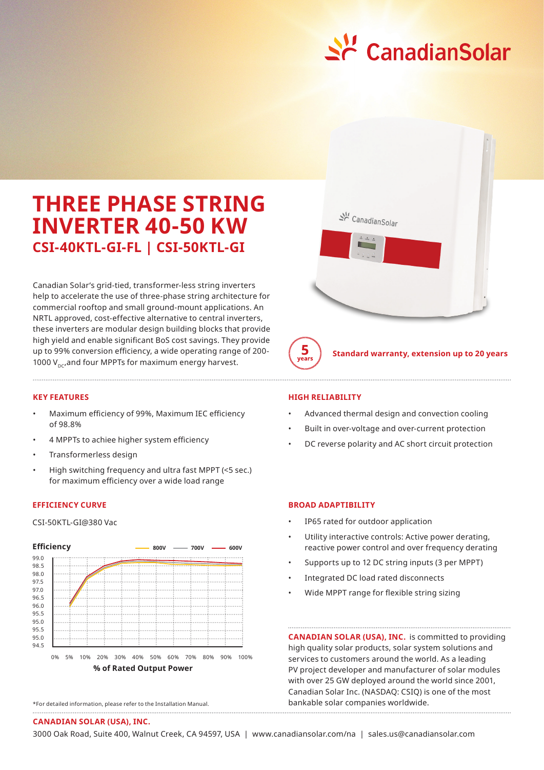# THREE PHASE STRING INVERTER 40-50 KW

## CSI-40KTL-GI-FL | CSI-50KTL-GI

Canadian Solar's grid-tied, transformer-less string inverters help to accelerate the use of three-phase string architecture for commercial rooftop and small ground-mount applications. An NRTL approved, cost-effective alternative to central inverters, these inverters are modular design building blocks that provide high yield and enable significant BoS cost savings. They provide up to 99% conversion efficiency, a wide operating range of 200-1000 $V_{DC}$,and four MPPTs for maximum energy harvest.

5 years — **Standard warranty, extension up to 20 years**

### KEY FEATURES

- Maximum efficiency of 99%, Maximum IEC efficiency of 98.8%
- 4 MPPTs to achiee higher system efficiency
- Transformerless design
- High switching frequency and ultra fast MPPT (<5 sec.) for maximum efficiency over a wide load range

### HIGH RELIABILITY

- Advanced thermal design and convection cooling
- Built in over-voltage and over-current protection
- DC reverse polarity and AC short circuit protection

### EFFICIENCY CURVE

CSI-50KTL-GI@380 Vac

Efficiency — 800V, 700V, 600V

Y-axis: 99.0, 98.5, 98.0, 97.5, 97.0, 96.5, 96.0, 95.5, 95.0, 95.5, 95.0, 94.5

X-axis: 0%, 5%, 10%, 20%, 30%, 40%, 50%, 60%, 70%, 80%, 90%, 100%

**% of Rated Output Power**

### BROAD ADAPTIBILITY

- IP65 rated for outdoor application
- Utility interactive controls: Active power derating, reactive power control and over frequency derating
- Supports up to 12 DC string inputs (3 per MPPT)
- Integrated DC load rated disconnects
- Wide MPPT range for flexible string sizing

*For detailed information, please refer to the Installation Manual.

**CANADIAN SOLAR (USA), INC.** is committed to providing high quality solar products, solar system solutions and services to customers around the world. As a leading PV project developer and manufacturer of solar modules with over 25 GW deployed around the world since 2001, Canadian Solar Inc. (NASDAQ: CSIQ) is one of the most bankable solar companies worldwide.

**CANADIAN SOLAR (USA), INC.**

3000 Oak Road, Suite 400, Walnut Creek, CA 94597, USA | www.canadiansolar.com/na | sales.us@canadiansolar.com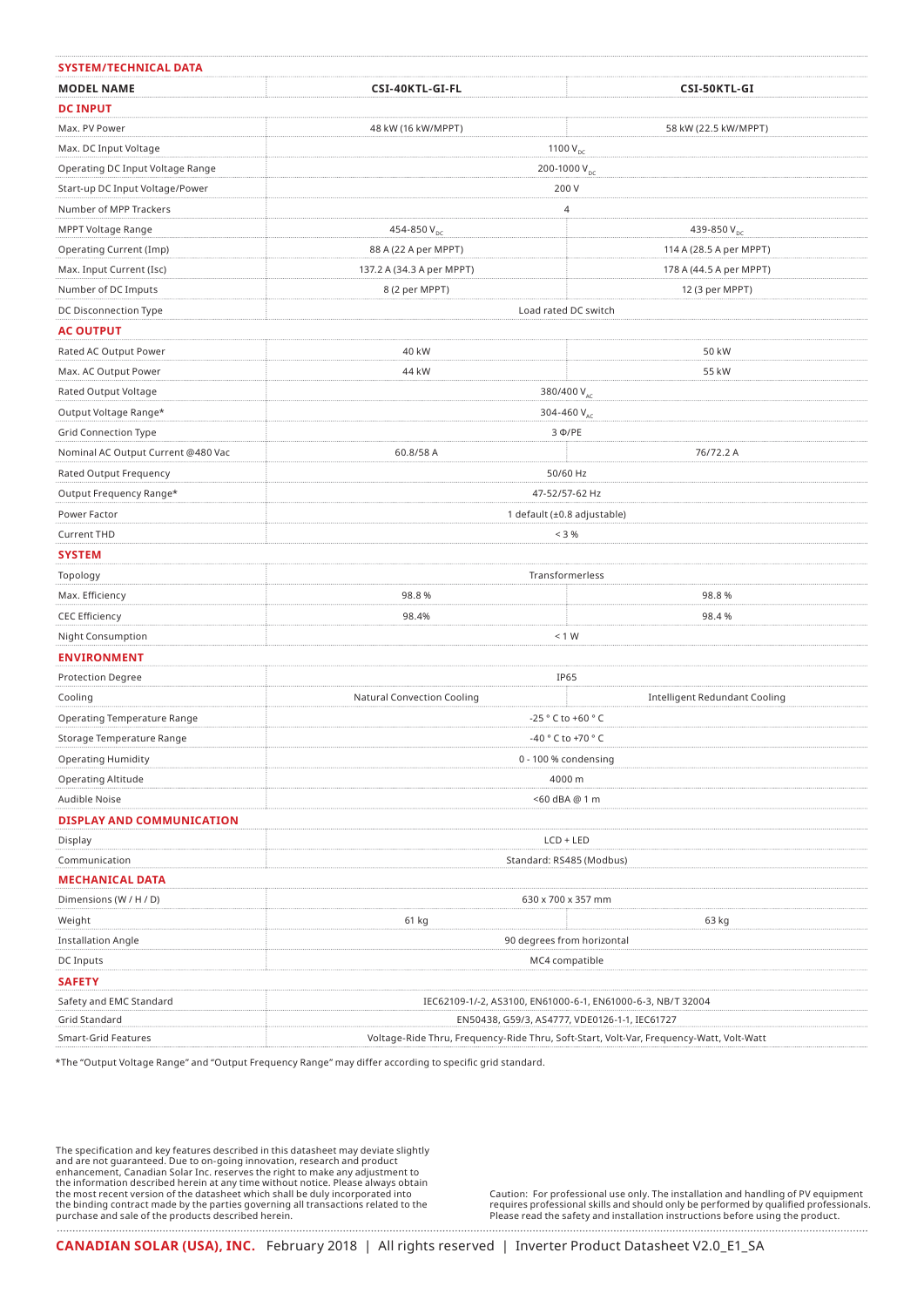## SYSTEM/TECHNICAL DATA

| MODEL NAME | CSI-40KTL-GI-FL | CSI-50KTL-GI |
|---|---|---|
| **DC INPUT** | | |
| Max. PV Power | 48 kW (16 kW/MPPT) | 58 kW (22.5 kW/MPPT) |
| Max. DC Input Voltage | 1100 $V_{DC}$ | |
| Operating DC Input Voltage Range | 200-1000 $V_{DC}$ | |
| Start-up DC Input Voltage/Power | 200 V | |
| Number of MPP Trackers | 4 | |
| MPPT Voltage Range | 454-850 $V_{DC}$ | 439-850 $V_{DC}$ |
| Operating Current (Imp) | 88 A (22 A per MPPT) | 114 A (28.5 A per MPPT) |
| Max. Input Current (Isc) | 137.2 A (34.3 A per MPPT) | 178 A (44.5 A per MPPT) |
| Number of DC Inputs | 8 (2 per MPPT) | 12 (3 per MPPT) |
| DC Disconnection Type | Load rated DC switch | |
| **AC OUTPUT** | | |
| Rated AC Output Power | 40 kW | 50 kW |
| Max. AC Output Power | 44 kW | 55 kW |
| Rated Output Voltage | 380/400 $V_{AC}$ | |
| Output Voltage Range* | 304-460 $V_{AC}$ | |
| Grid Connection Type | 3 Φ/PE | |
| Nominal AC Output Current @480 Vac | 60.8/58 A | 76/72.2 A |
| Rated Output Frequency | 50/60 Hz | |
| Output Frequency Range* | 47-52/57-62 Hz | |
| Power Factor | 1 default (±0.8 adjustable) | |
| Current THD | < 3 % | |
| **SYSTEM** | | |
| Topology | Transformerless | |
| Max. Efficiency | 98.8 % | 98.8 % |
| CEC Efficiency | 98.4% | 98.4 % |
| Night Consumption | < 1 W | |
| **ENVIRONMENT** | | |
| Protection Degree | IP65 | |
| Cooling | Natural Convection Cooling | Intelligent Redundant Cooling |
| Operating Temperature Range | -25 ° C to +60 ° C | |
| Storage Temperature Range | -40 ° C to +70 ° C | |
| Operating Humidity | 0 - 100 % condensing | |
| Operating Altitude | 4000 m | |
| Audible Noise | <60 dBA @ 1 m | |
| **DISPLAY AND COMMUNICATION** | | |
| Display | LCD + LED | |
| Communication | Standard: RS485 (Modbus) | |
| **MECHANICAL DATA** | | |
| Dimensions (W / H / D) | 630 x 700 x 357 mm | |
| Weight | 61 kg | 63 kg |
| Installation Angle | 90 degrees from horizontal | |
| DC Inputs | MC4 compatible | |
| **SAFETY** | | |
| Safety and EMC Standard | IEC62109-1/-2, AS3100, EN61000-6-1, EN61000-6-3, NB/T 32004 | |
| Grid Standard | EN50438, G59/3, AS4777, VDE0126-1-1, IEC61727 | |
| Smart-Grid Features | Voltage-Ride Thru, Frequency-Ride Thru, Soft-Start, Volt-Var, Frequency-Watt, Volt-Watt | |

*The "Output Voltage Range" and "Output Frequency Range" may differ according to specific grid standard.

The specification and key features described in this datasheet may deviate slightly and are not guaranteed. Due to on-going innovation, research and product enhancement, Canadian Solar Inc. reserves the right to make any adjustment to the information described herein at any time without notice. Please always obtain the most recent version of the datasheet which shall be duly incorporated into the binding contract made by the parties governing all transactions related to the purchase and sale of the products described herein.

Caution: For professional use only. The installation and handling of PV equipment requires professional skills and should only be performed by qualified professionals. Please read the safety and installation instructions before using the product.

**CANADIAN SOLAR (USA), INC.** February 2018 | All rights reserved | Inverter Product Datasheet V2.0_E1_SA